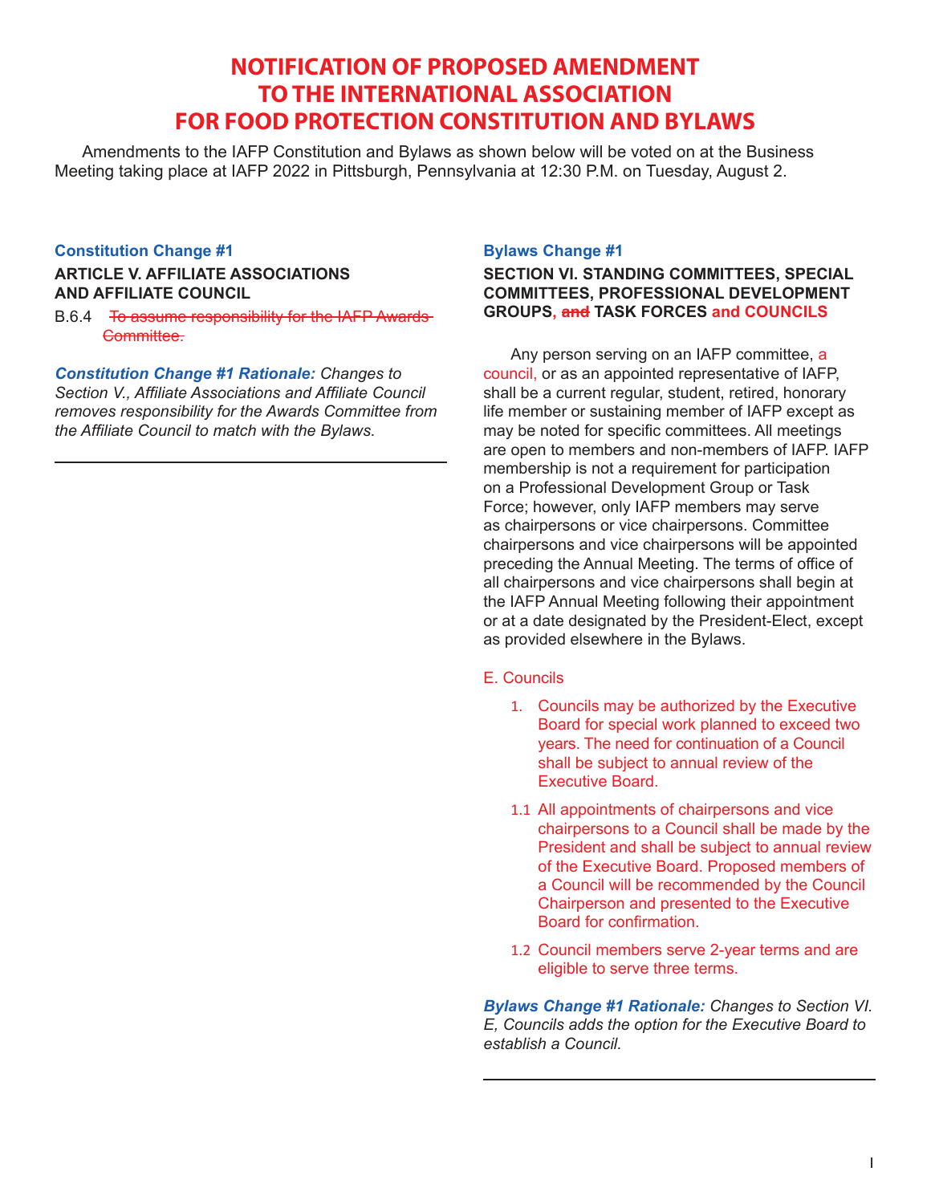# NOTIFICATION OF PROPOSED AMENDMENT TO THE INTERNATIONAL ASSOCIATION FOR FOOD PROTECTION CONSTITUTION AND BYLAWS

Amendments to the IAFP Constitution and Bylaws as shown below will be voted on at the Business Meeting taking place at IAFP 2022 in Pittsburgh, Pennsylvania at 12:30 P.M. on Tuesday, August 2.

### Constitution Change #1

**ARTICLE V. AFFILIATE ASSOCIATIONS AND AFFILIATE COUNCIL**

B.6.4 ~~To assume responsibility for the IAFP Awards Committee.~~

***Constitution Change #1 Rationale:*** *Changes to Section V., Affiliate Associations and Affiliate Council removes responsibility for the Awards Committee from the Affiliate Council to match with the Bylaws.*

---

### Bylaws Change #1

**SECTION VI. STANDING COMMITTEES, SPECIAL COMMITTEES, PROFESSIONAL DEVELOPMENT GROUPS, ~~and~~ TASK FORCES and COUNCILS**

Any person serving on an IAFP committee, a council, or as an appointed representative of IAFP, shall be a current regular, student, retired, honorary life member or sustaining member of IAFP except as may be noted for specific committees. All meetings are open to members and non-members of IAFP. IAFP membership is not a requirement for participation on a Professional Development Group or Task Force; however, only IAFP members may serve as chairpersons or vice chairpersons. Committee chairpersons and vice chairpersons will be appointed preceding the Annual Meeting. The terms of office of all chairpersons and vice chairpersons shall begin at the IAFP Annual Meeting following their appointment or at a date designated by the President-Elect, except as provided elsewhere in the Bylaws.

E. Councils

1. Councils may be authorized by the Executive Board for special work planned to exceed two years. The need for continuation of a Council shall be subject to annual review of the Executive Board.

1.1 All appointments of chairpersons and vice chairpersons to a Council shall be made by the President and shall be subject to annual review of the Executive Board. Proposed members of a Council will be recommended by the Council Chairperson and presented to the Executive Board for confirmation.

1.2 Council members serve 2-year terms and are eligible to serve three terms.

***Bylaws Change #1 Rationale:*** *Changes to Section VI. E, Councils adds the option for the Executive Board to establish a Council.*

---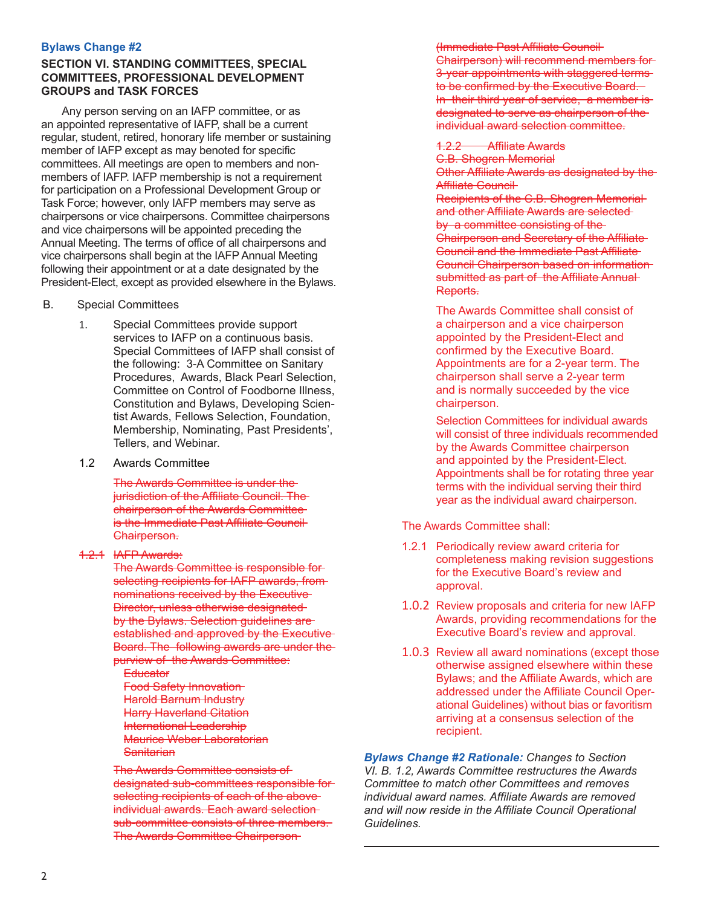### Bylaws Change #2

### SECTION VI. STANDING COMMITTEES, SPECIAL COMMITTEES, PROFESSIONAL DEVELOPMENT GROUPS and TASK FORCES

Any person serving on an IAFP committee, or as an appointed representative of IAFP, shall be a current regular, student, retired, honorary life member or sustaining member of IAFP except as may benoted for specific committees. All meetings are open to members and non-members of IAFP. IAFP membership is not a requirement for participation on a Professional Development Group or Task Force; however, only IAFP members may serve as chairpersons or vice chairpersons. Committee chairpersons and vice chairpersons will be appointed preceding the Annual Meeting. The terms of office of all chairpersons and vice chairpersons shall begin at the IAFP Annual Meeting following their appointment or at a date designated by the President-Elect, except as provided elsewhere in the Bylaws.

B. Special Committees

1. Special Committees provide support services to IAFP on a continuous basis. Special Committees of IAFP shall consist of the following: 3-A Committee on Sanitary Procedures, Awards, Black Pearl Selection, Committee on Control of Foodborne Illness, Constitution and Bylaws, Developing Scientist Awards, Fellows Selection, Foundation, Membership, Nominating, Past Presidents', Tellers, and Webinar.

1.2 Awards Committee

~~The Awards Committee is under the jurisdiction of the Affiliate Council. The chairperson of the Awards Committee is the Immediate Past Affiliate Council Chairperson.~~

~~1.2.1 IAFP Awards:~~
~~The Awards Committee is responsible for selecting recipients for IAFP awards, from nominations received by the Executive Director, unless otherwise designated by the Bylaws. Selection guidelines are established and approved by the Executive Board. The following awards are under the purview of the Awards Committee:~~
~~Educator~~
~~Food Safety Innovation~~
~~Harold Barnum Industry~~
~~Harry Haverland Citation~~
~~International Leadership~~
~~Maurice Weber Laboratorian~~
~~Sanitarian~~

~~The Awards Committee consists of designated sub-committees responsible for selecting recipients of each of the above individual awards. Each award selection sub-committee consists of three members. The Awards Committee Chairperson (Immediate Past Affiliate Council Chairperson) will recommend members for 3-year appointments with staggered terms to be confirmed by the Executive Board. In their third year of service, a member is designated to serve as chairperson of the individual award selection committee.~~

~~1.2.2 Affiliate Awards~~
~~C.B. Shogren Memorial~~
~~Other Affiliate Awards as designated by the Affiliate Council~~
~~Recipients of the C.B. Shogren Memorial and other Affiliate Awards are selected by a committee consisting of the Chairperson and Secretary of the Affiliate Council and the Immediate Past Affiliate Council Chairperson based on information submitted as part of the Affiliate Annual Reports.~~

The Awards Committee shall consist of a chairperson and a vice chairperson appointed by the President-Elect and confirmed by the Executive Board. Appointments are for a 2-year term. The chairperson shall serve a 2-year term and is normally succeeded by the vice chairperson.

Selection Committees for individual awards will consist of three individuals recommended by the Awards Committee chairperson and appointed by the President-Elect. Appointments shall be for rotating three year terms with the individual serving their third year as the individual award chairperson.

The Awards Committee shall:

1.2.1 Periodically review award criteria for completeness making revision suggestions for the Executive Board's review and approval.

1.0.2 Review proposals and criteria for new IAFP Awards, providing recommendations for the Executive Board's review and approval.

1.0.3 Review all award nominations (except those otherwise assigned elsewhere within these Bylaws; and the Affiliate Awards, which are addressed under the Affiliate Council Operational Guidelines) without bias or favoritism arriving at a consensus selection of the recipient.

***Bylaws Change #2 Rationale:*** *Changes to Section VI. B. 1.2, Awards Committee restructures the Awards Committee to match other Committees and removes individual award names. Affiliate Awards are removed and will now reside in the Affiliate Council Operational Guidelines.*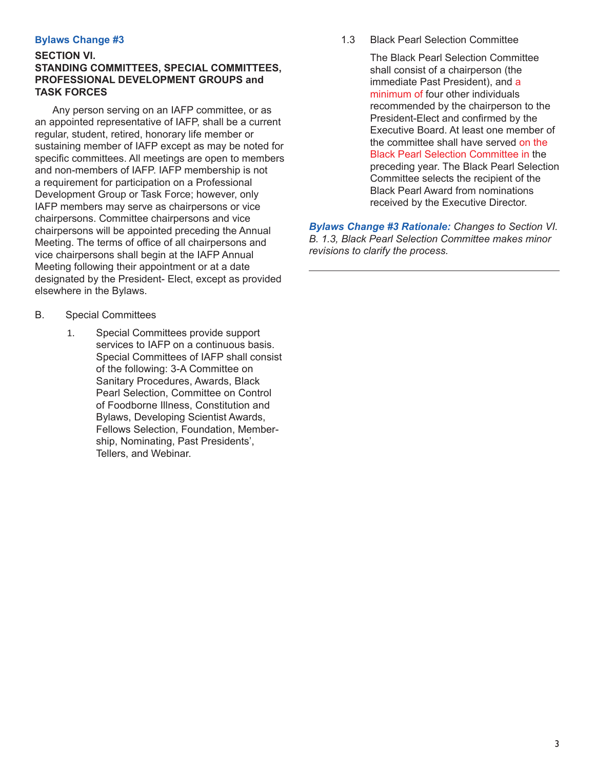### Bylaws Change #3

**SECTION VI.**
**STANDING COMMITTEES, SPECIAL COMMITTEES, PROFESSIONAL DEVELOPMENT GROUPS and TASK FORCES**

Any person serving on an IAFP committee, or as an appointed representative of IAFP, shall be a current regular, student, retired, honorary life member or sustaining member of IAFP except as may be noted for specific committees. All meetings are open to members and non-members of IAFP. IAFP membership is not a requirement for participation on a Professional Development Group or Task Force; however, only IAFP members may serve as chairpersons or vice chairpersons. Committee chairpersons and vice chairpersons will be appointed preceding the Annual Meeting. The terms of office of all chairpersons and vice chairpersons shall begin at the IAFP Annual Meeting following their appointment or at a date designated by the President- Elect, except as provided elsewhere in the Bylaws.

B. Special Committees

1. Special Committees provide support services to IAFP on a continuous basis. Special Committees of IAFP shall consist of the following: 3-A Committee on Sanitary Procedures, Awards, Black Pearl Selection, Committee on Control of Foodborne Illness, Constitution and Bylaws, Developing Scientist Awards, Fellows Selection, Foundation, Member-ship, Nominating, Past Presidents', Tellers, and Webinar.

1.3 Black Pearl Selection Committee

The Black Pearl Selection Committee shall consist of a chairperson (the immediate Past President), and a minimum of four other individuals recommended by the chairperson to the President-Elect and confirmed by the Executive Board. At least one member of the committee shall have served on the Black Pearl Selection Committee in the preceding year. The Black Pearl Selection Committee selects the recipient of the Black Pearl Award from nominations received by the Executive Director.

***Bylaws Change #3 Rationale:*** *Changes to Section VI. B. 1.3, Black Pearl Selection Committee makes minor revisions to clarify the process.*

---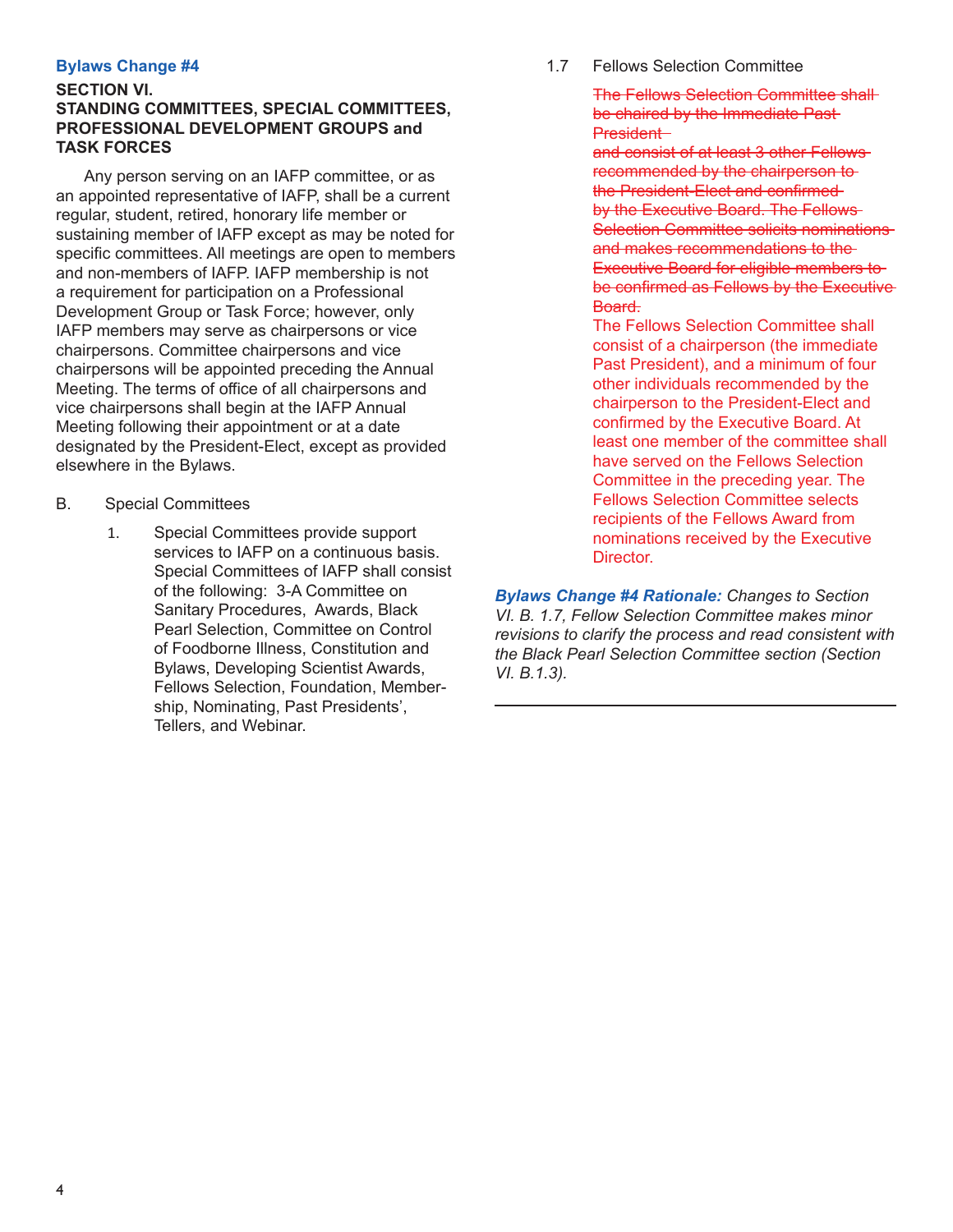### Bylaws Change #4

**SECTION VI.**
**STANDING COMMITTEES, SPECIAL COMMITTEES, PROFESSIONAL DEVELOPMENT GROUPS and TASK FORCES**

Any person serving on an IAFP committee, or as an appointed representative of IAFP, shall be a current regular, student, retired, honorary life member or sustaining member of IAFP except as may be noted for specific committees. All meetings are open to members and non-members of IAFP. IAFP membership is not a requirement for participation on a Professional Development Group or Task Force; however, only IAFP members may serve as chairpersons or vice chairpersons. Committee chairpersons and vice chairpersons will be appointed preceding the Annual Meeting. The terms of office of all chairpersons and vice chairpersons shall begin at the IAFP Annual Meeting following their appointment or at a date designated by the President-Elect, except as provided elsewhere in the Bylaws.

B. Special Committees

1. Special Committees provide support services to IAFP on a continuous basis. Special Committees of IAFP shall consist of the following: 3-A Committee on Sanitary Procedures, Awards, Black Pearl Selection, Committee on Control of Foodborne Illness, Constitution and Bylaws, Developing Scientist Awards, Fellows Selection, Foundation, Membership, Nominating, Past Presidents', Tellers, and Webinar.

1.7 Fellows Selection Committee

~~The Fellows Selection Committee shall be chaired by the Immediate Past President and consist of at least 3 other Fellows recommended by the chairperson to the President-Elect and confirmed by the Executive Board. The Fellows Selection Committee solicits nominations and makes recommendations to the Executive Board for eligible members to be confirmed as Fellows by the Executive Board.~~

The Fellows Selection Committee shall consist of a chairperson (the immediate Past President), and a minimum of four other individuals recommended by the chairperson to the President-Elect and confirmed by the Executive Board. At least one member of the committee shall have served on the Fellows Selection Committee in the preceding year. The Fellows Selection Committee selects recipients of the Fellows Award from nominations received by the Executive Director.

***Bylaws Change #4 Rationale:*** *Changes to Section VI. B. 1.7, Fellow Selection Committee makes minor revisions to clarify the process and read consistent with the Black Pearl Selection Committee section (Section VI. B.1.3).*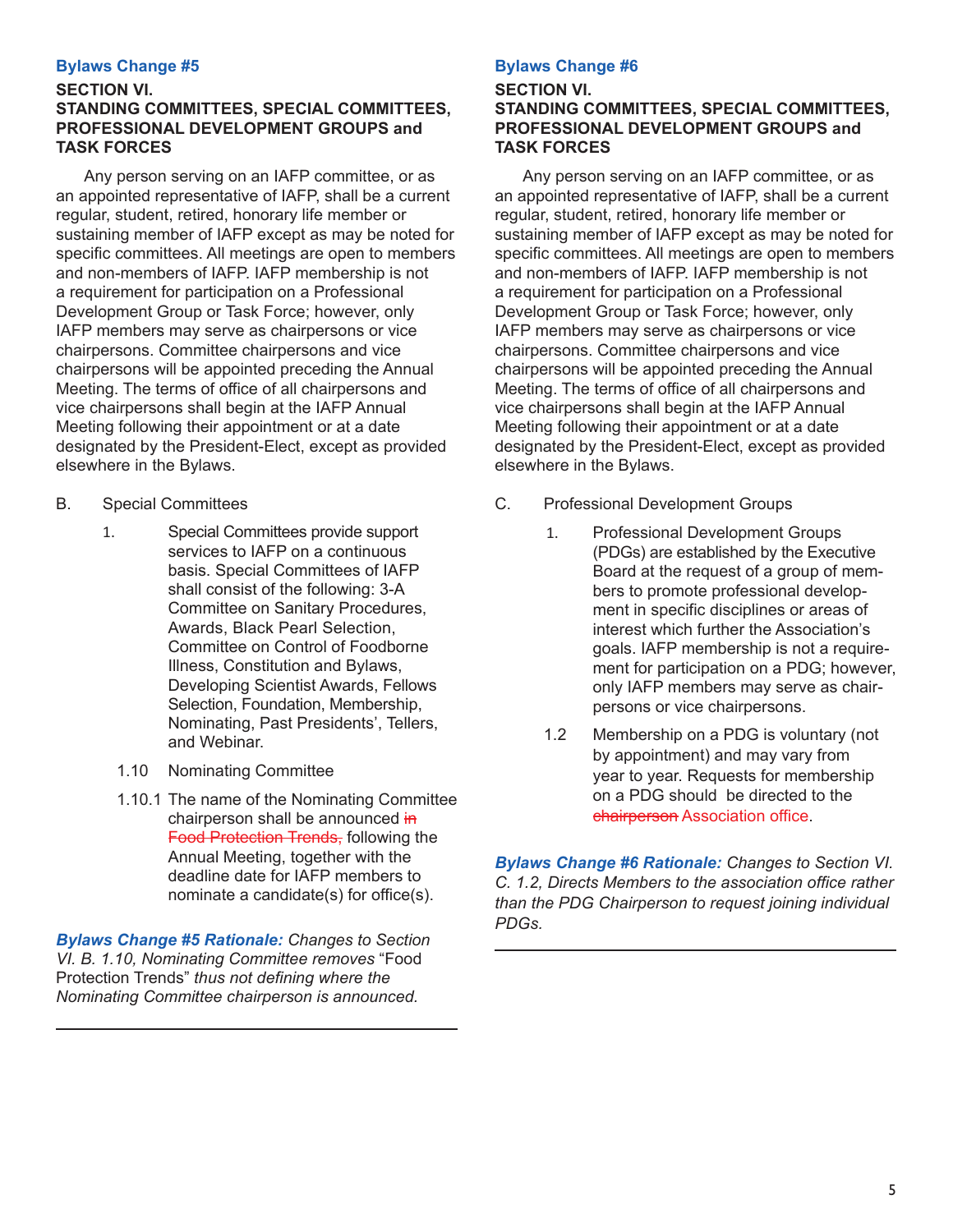### Bylaws Change #5

**SECTION VI.**
**STANDING COMMITTEES, SPECIAL COMMITTEES, PROFESSIONAL DEVELOPMENT GROUPS and TASK FORCES**

Any person serving on an IAFP committee, or as an appointed representative of IAFP, shall be a current regular, student, retired, honorary life member or sustaining member of IAFP except as may be noted for specific committees. All meetings are open to members and non-members of IAFP. IAFP membership is not a requirement for participation on a Professional Development Group or Task Force; however, only IAFP members may serve as chairpersons or vice chairpersons. Committee chairpersons and vice chairpersons will be appointed preceding the Annual Meeting. The terms of office of all chairpersons and vice chairpersons shall begin at the IAFP Annual Meeting following their appointment or at a date designated by the President-Elect, except as provided elsewhere in the Bylaws.

B. Special Committees

1. Special Committees provide support services to IAFP on a continuous basis. Special Committees of IAFP shall consist of the following: 3-A Committee on Sanitary Procedures, Awards, Black Pearl Selection, Committee on Control of Foodborne Illness, Constitution and Bylaws, Developing Scientist Awards, Fellows Selection, Foundation, Membership, Nominating, Past Presidents', Tellers, and Webinar.

1.10 Nominating Committee

1.10.1 The name of the Nominating Committee chairperson shall be announced ~~in Food Protection Trends,~~ following the Annual Meeting, together with the deadline date for IAFP members to nominate a candidate(s) for office(s).

***Bylaws Change #5 Rationale:*** *Changes to Section VI. B. 1.10, Nominating Committee removes* "Food Protection Trends" *thus not defining where the Nominating Committee chairperson is announced.*

---

### Bylaws Change #6

**SECTION VI.**
**STANDING COMMITTEES, SPECIAL COMMITTEES, PROFESSIONAL DEVELOPMENT GROUPS and TASK FORCES**

Any person serving on an IAFP committee, or as an appointed representative of IAFP, shall be a current regular, student, retired, honorary life member or sustaining member of IAFP except as may be noted for specific committees. All meetings are open to members and non-members of IAFP. IAFP membership is not a requirement for participation on a Professional Development Group or Task Force; however, only IAFP members may serve as chairpersons or vice chairpersons. Committee chairpersons and vice chairpersons will be appointed preceding the Annual Meeting. The terms of office of all chairpersons and vice chairpersons shall begin at the IAFP Annual Meeting following their appointment or at a date designated by the President-Elect, except as provided elsewhere in the Bylaws.

C. Professional Development Groups

1. Professional Development Groups (PDGs) are established by the Executive Board at the request of a group of members to promote professional development in specific disciplines or areas of interest which further the Association's goals. IAFP membership is not a requirement for participation on a PDG; however, only IAFP members may serve as chairpersons or vice chairpersons.

1.2 Membership on a PDG is voluntary (not by appointment) and may vary from year to year. Requests for membership on a PDG should be directed to the ~~chairperson~~ Association office.

***Bylaws Change #6 Rationale:*** *Changes to Section VI. C. 1.2, Directs Members to the association office rather than the PDG Chairperson to request joining individual PDGs.*

---